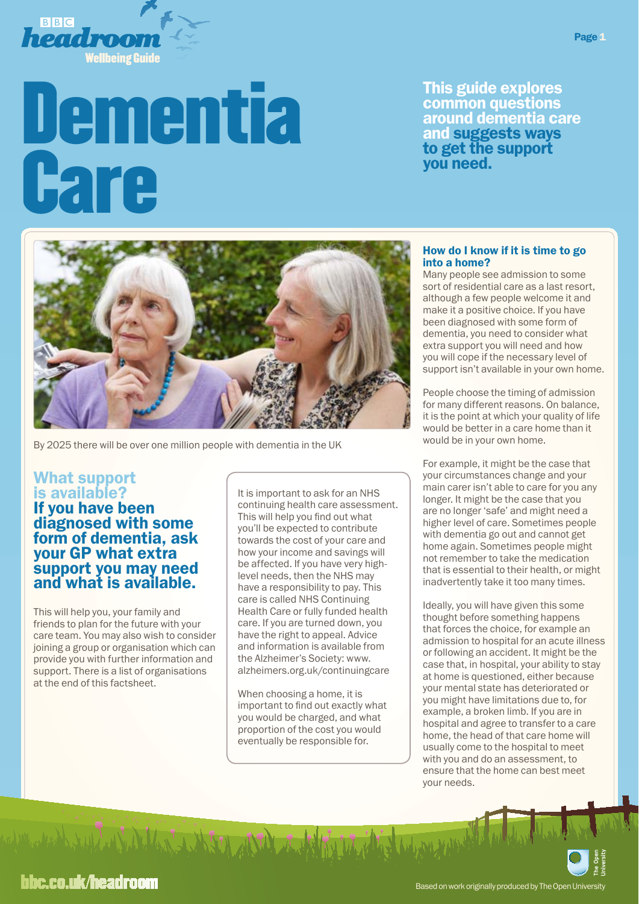# Dementia Care

**This guide explores common questions around dementia care and suggests ways to get the support you need.**

By 2025 there will be over one million people with dementia in the UK

## What support is available?

### If you have been diagnosed with some form of dementia, ask your GP what extra support you may need and what is available.

This will help you, your family and friends to plan for the future with your care team. You may also wish to consider joining a group or organisation which can provide you with further information and support. There is a list of organisations at the end of this factsheet.

It is important to ask for an NHS continuing health care assessment. This will help you find out what you'll be expected to contribute towards the cost of your care and how your income and savings will be affected. If you have very high-level needs, then the NHS may have a responsibility to pay. This care is called NHS Continuing Health Care or fully funded health care. If you are turned down, you have the right to appeal. Advice and information is available from the Alzheimer's Society: www.alzheimers.org.uk/continuingcare

When choosing a home, it is important to find out exactly what you would be charged, and what proportion of the cost you would eventually be responsible for.

## How do I know if it is time to go into a home?

Many people see admission to some sort of residential care as a last resort, although a few people welcome it and make it a positive choice. If you have been diagnosed with some form of dementia, you need to consider what extra support you will need and how you will cope if the necessary level of support isn't available in your own home.

People choose the timing of admission for many different reasons. On balance, it is the point at which your quality of life would be better in a care home than it would be in your own home.

For example, it might be the case that your circumstances change and your main carer isn't able to care for you any longer. It might be the case that you are no longer 'safe' and might need a higher level of care. Sometimes people with dementia go out and cannot get home again. Sometimes people might not remember to take the medication that is essential to their health, or might inadvertently take it too many times.

Ideally, you will have given this some thought before something happens that forces the choice, for example an admission to hospital for an acute illness or following an accident. It might be the case that, in hospital, your ability to stay at home is questioned, either because your mental state has deteriorated or you might have limitations due to, for example, a broken limb. If you are in hospital and agree to transfer to a care home, the head of that care home will usually come to the hospital to meet with you and do an assessment, to ensure that the home can best meet your needs.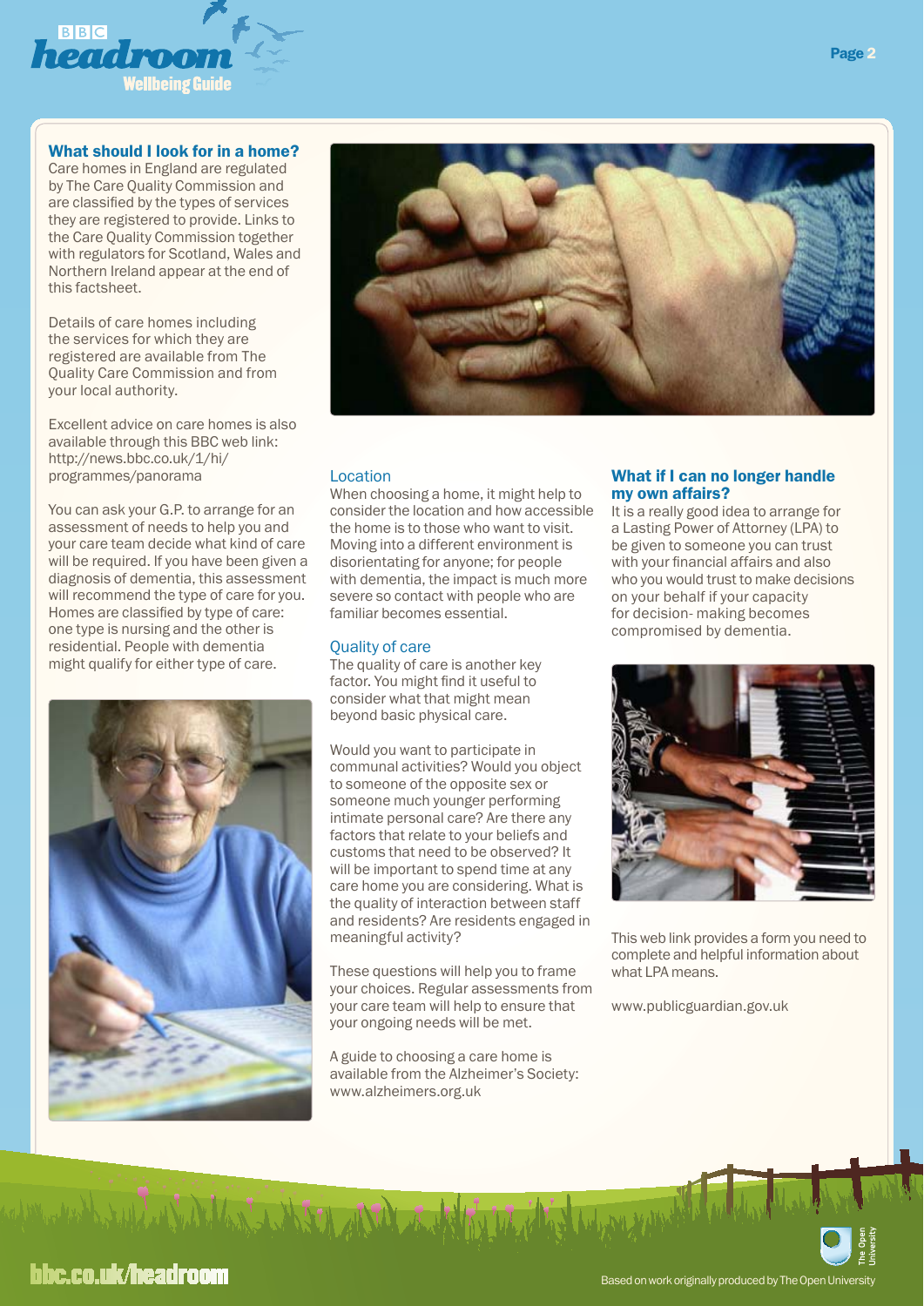## What should I look for in a home?

Care homes in England are regulated by The Care Quality Commission and are classified by the types of services they are registered to provide. Links to the Care Quality Commission together with regulators for Scotland, Wales and Northern Ireland appear at the end of this factsheet.

Details of care homes including the services for which they are registered are available from The Quality Care Commission and from your local authority.

Excellent advice on care homes is also available through this BBC web link: http://news.bbc.co.uk/1/hi/programmes/panorama

You can ask your G.P. to arrange for an assessment of needs to help you and your care team decide what kind of care will be required. If you have been given a diagnosis of dementia, this assessment will recommend the type of care for you. Homes are classified by type of care: one type is nursing and the other is residential. People with dementia might qualify for either type of care.

### Location

When choosing a home, it might help to consider the location and how accessible the home is to those who want to visit. Moving into a different environment is disorientating for anyone; for people with dementia, the impact is much more severe so contact with people who are familiar becomes essential.

### Quality of care

The quality of care is another key factor. You might find it useful to consider what that might mean beyond basic physical care.

Would you want to participate in communal activities? Would you object to someone of the opposite sex or someone much younger performing intimate personal care? Are there any factors that relate to your beliefs and customs that need to be observed? It will be important to spend time at any care home you are considering. What is the quality of interaction between staff and residents? Are residents engaged in meaningful activity?

These questions will help you to frame your choices. Regular assessments from your care team will help to ensure that your ongoing needs will be met.

A guide to choosing a care home is available from the Alzheimer's Society: www.alzheimers.org.uk

## What if I can no longer handle my own affairs?

It is a really good idea to arrange for a Lasting Power of Attorney (LPA) to be given to someone you can trust with your financial affairs and also who you would trust to make decisions on your behalf if your capacity for decision- making becomes compromised by dementia.

This web link provides a form you need to complete and helpful information about what LPA means.

www.publicguardian.gov.uk

bbc.co.uk/headroom

Based on work originally produced by The Open University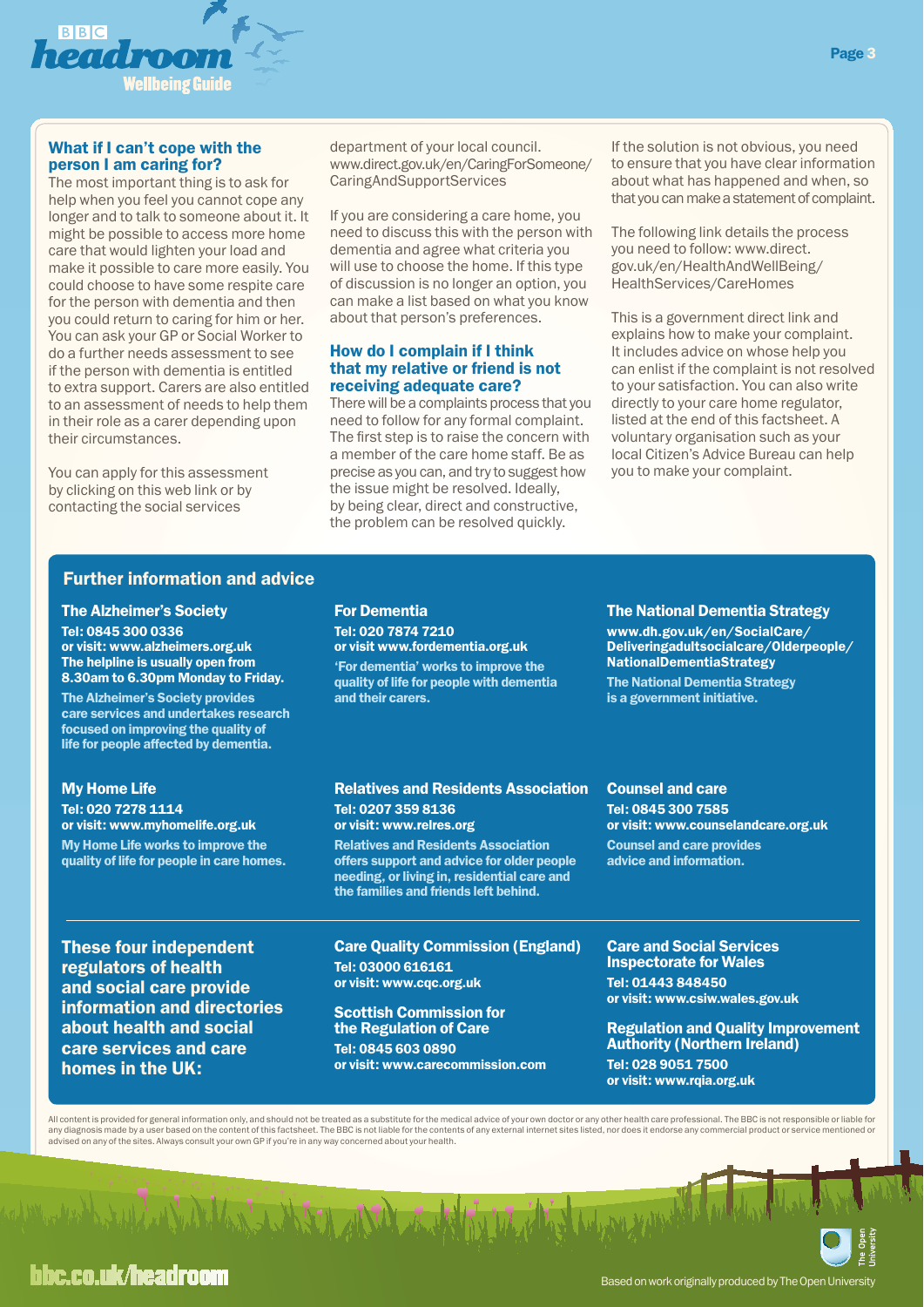## What if I can't cope with the person I am caring for?

The most important thing is to ask for help when you feel you cannot cope any longer and to talk to someone about it. It might be possible to access more home care that would lighten your load and make it possible to care more easily. You could choose to have some respite care for the person with dementia and then you could return to caring for him or her. You can ask your GP or Social Worker to do a further needs assessment to see if the person with dementia is entitled to extra support. Carers are also entitled to an assessment of needs to help them in their role as a carer depending upon their circumstances.

You can apply for this assessment by clicking on this web link or by contacting the social services department of your local council. www.direct.gov.uk/en/CaringForSomeone/CaringAndSupportServices

If you are considering a care home, you need to discuss this with the person with dementia and agree what criteria you will use to choose the home. If this type of discussion is no longer an option, you can make a list based on what you know about that person's preferences.

## How do I complain if I think that my relative or friend is not receiving adequate care?

There will be a complaints process that you need to follow for any formal complaint. The first step is to raise the concern with a member of the care home staff. Be as precise as you can, and try to suggest how the issue might be resolved. Ideally, by being clear, direct and constructive, the problem can be resolved quickly.

If the solution is not obvious, you need to ensure that you have clear information about what has happened and when, so that you can make a statement of complaint.

The following link details the process you need to follow: www.direct.gov.uk/en/HealthAndWellBeing/HealthServices/CareHomes

This is a government direct link and explains how to make your complaint. It includes advice on whose help you can enlist if the complaint is not resolved to your satisfaction. You can also write directly to your care home regulator, listed at the end of this factsheet. A voluntary organisation such as your local Citizen's Advice Bureau can help you to make your complaint.

## Further information and advice

### The Alzheimer's Society

**Tel: 0845 300 0336**
**or visit: www.alzheimers.org.uk**
**The helpline is usually open from 8.30am to 6.30pm Monday to Friday.**

The Alzheimer's Society provides care services and undertakes research focused on improving the quality of life for people affected by dementia.

### For Dementia

**Tel: 020 7874 7210**
**or visit www.fordementia.org.uk**

'For dementia' works to improve the quality of life for people with dementia and their carers.

### The National Dementia Strategy

**www.dh.gov.uk/en/SocialCare/Deliveringadultsocialcare/Olderpeople/NationalDementiaStrategy**

The National Dementia Strategy is a government initiative.

### My Home Life

**Tel: 020 7278 1114**
**or visit: www.myhomelife.org.uk**

My Home Life works to improve the quality of life for people in care homes.

### Relatives and Residents Association

**Tel: 0207 359 8136**
**or visit: www.relres.org**

Relatives and Residents Association offers support and advice for older people needing, or living in, residential care and the families and friends left behind.

### Counsel and care

**Tel: 0845 300 7585**
**or visit: www.counselandcare.org.uk**

Counsel and care provides advice and information.

### These four independent regulators of health and social care provide information and directories about health and social care services and care homes in the UK:

**Care Quality Commission (England)**
**Tel: 03000 616161**
**or visit: www.cqc.org.uk**

**Scottish Commission for the Regulation of Care**
**Tel: 0845 603 0890**
**or visit: www.carecommission.com**

**Care and Social Services Inspectorate for Wales**
**Tel: 01443 848450**
**or visit: www.csiw.wales.gov.uk**

**Regulation and Quality Improvement Authority (Northern Ireland)**
**Tel: 028 9051 7500**
**or visit: www.rqia.org.uk**

All content is provided for general information only, and should not be treated as a substitute for the medical advice of your own doctor or any other health care professional. The BBC is not responsible or liable for any diagnosis made by a user based on the content of this factsheet. The BBC is not liable for the contents of any external internet sites listed, nor does it endorse any commercial product or service mentioned or advised on any of the sites. Always consult your own GP if you're in any way concerned about your health.

bbc.co.uk/headroom

Based on work originally produced by The Open University